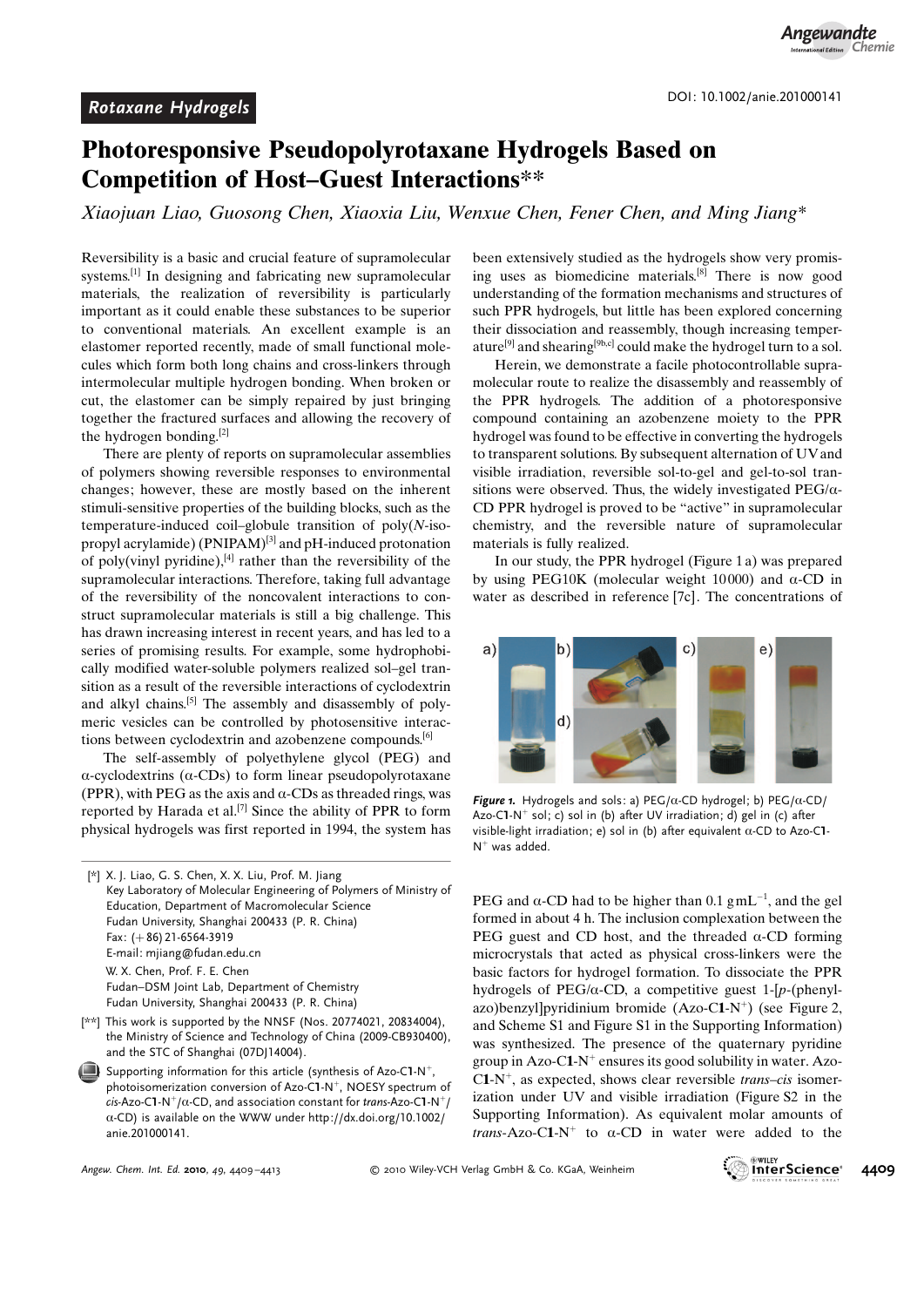Rotaxane Hydrogels

DOI: 10.1002/anie.201000141

# Photoresponsive Pseudopolyrotaxane Hydrogels Based on Competition of Host–Guest Interactions**

*Xiaojuan Liao, Guosong Chen, Xiaoxia Liu, Wenxue Chen, Fener Chen, and Ming Jiang**

Reversibility is a basic and crucial feature of supramolecular systems.[1] In designing and fabricating new supramolecular materials, the realization of reversibility is particularly important as it could enable these substances to be superior to conventional materials. An excellent example is an elastomer reported recently, made of small functional molecules which form both long chains and cross-linkers through intermolecular multiple hydrogen bonding. When broken or cut, the elastomer can be simply repaired by just bringing together the fractured surfaces and allowing the recovery of the hydrogen bonding.[2]

There are plenty of reports on supramolecular assemblies of polymers showing reversible responses to environmental changes; however, these are mostly based on the inherent stimuli-sensitive properties of the building blocks, such as the temperature-induced coil–globule transition of poly(*N*-isopropyl acrylamide) (PNIPAM)[3] and pH-induced protonation of poly(vinyl pyridine),[4] rather than the reversibility of the supramolecular interactions. Therefore, taking full advantage of the reversibility of the noncovalent interactions to construct supramolecular materials is still a big challenge. This has drawn increasing interest in recent years, and has led to a series of promising results. For example, some hydrophobically modified water-soluble polymers realized sol–gel transition as a result of the reversible interactions of cyclodextrin and alkyl chains.[5] The assembly and disassembly of polymeric vesicles can be controlled by photosensitive interactions between cyclodextrin and azobenzene compounds.[6]

The self-assembly of polyethylene glycol (PEG) and α-cyclodextrins (α-CDs) to form linear pseudopolyrotaxane (PPR), with PEG as the axis and α-CDs as threaded rings, was reported by Harada et al.[7] Since the ability of PPR to form physical hydrogels was first reported in 1994, the system has been extensively studied as the hydrogels show very promising uses as biomedicine materials.[8] There is now good understanding of the formation mechanisms and structures of such PPR hydrogels, but little has been explored concerning their dissociation and reassembly, though increasing temperature[9] and shearing[9b,c] could make the hydrogel turn to a sol.

Herein, we demonstrate a facile photocontrollable supramolecular route to realize the disassembly and reassembly of the PPR hydrogels. The addition of a photoresponsive compound containing an azobenzene moiety to the PPR hydrogel was found to be effective in converting the hydrogels to transparent solutions. By subsequent alternation of UV and visible irradiation, reversible sol-to-gel and gel-to-sol transitions were observed. Thus, the widely investigated PEG/α-CD PPR hydrogel is proved to be "active" in supramolecular chemistry, and the reversible nature of supramolecular materials is fully realized.

In our study, the PPR hydrogel (Figure 1 a) was prepared by using PEG10K (molecular weight 10000) and α-CD in water as described in reference [7c]. The concentrations of PEG and α-CD had to be higher than 0.1 g mL$^{-1}$, and the gel formed in about 4 h. The inclusion complexation between the PEG guest and CD host, and the threaded α-CD forming microcrystals that acted as physical cross-linkers were the basic factors for hydrogel formation. To dissociate the PPR hydrogels of PEG/α-CD, a competitive guest 1-[*p*-(phenylazo)benzyl]pyridinium bromide (Azo-C**1**-N$^+$) (see Figure 2, and Scheme S1 and Figure S1 in the Supporting Information) was synthesized. The presence of the quaternary pyridine group in Azo-C**1**-N$^+$ ensures its good solubility in water. Azo-C**1**-N$^+$, as expected, shows clear reversible *trans*–*cis* isomerization under UV and visible irradiation (Figure S2 in the Supporting Information). As equivalent molar amounts of *trans*-Azo-C**1**-N$^+$ to α-CD in water were added to the

**Figure 1.** Hydrogels and sols: a) PEG/α-CD hydrogel; b) PEG/α-CD/Azo-C**1**-N$^+$ sol; c) sol in (b) after UV irradiation; d) gel in (c) after visible-light irradiation; e) sol in (b) after equivalent α-CD to Azo-C**1**-N$^+$ was added.

[*] X. J. Liao, G. S. Chen, X. X. Liu, Prof. M. Jiang
Key Laboratory of Molecular Engineering of Polymers of Ministry of Education, Department of Macromolecular Science
Fudan University, Shanghai 200433 (P. R. China)
Fax: (+86) 21-6564-3919
E-mail: mjiang@fudan.edu.cn
W. X. Chen, Prof. F. E. Chen
Fudan–DSM Joint Lab, Department of Chemistry
Fudan University, Shanghai 200433 (P. R. China)

[**] This work is supported by the NNSF (Nos. 20774021, 20834004), the Ministry of Science and Technology of China (2009-CB930400), and the STC of Shanghai (07DJ14004).

Supporting information for this article (synthesis of Azo-C1-N$^+$, photoisomerization conversion of Azo-C1-N$^+$, NOESY spectrum of *cis*-Azo-C1-N$^+$/α-CD, and association constant for *trans*-Azo-C1-N$^+$/α-CD) is available on the WWW under http://dx.doi.org/10.1002/anie.201000141.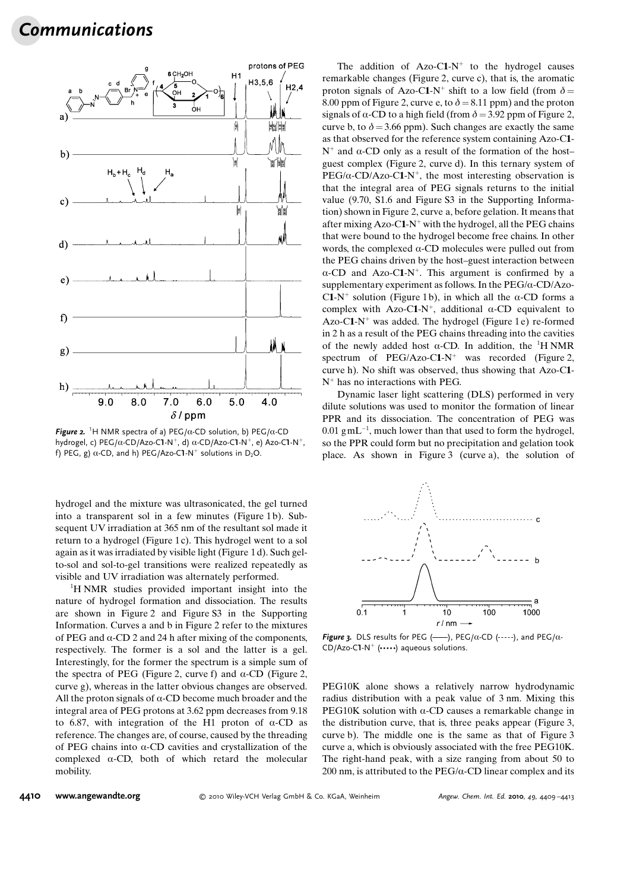**Figure 2.** $^1$H NMR spectra of a) PEG/α-CD solution, b) PEG/α-CD hydrogel, c) PEG/α-CD/Azo-C1-N$^+$, d) α-CD/Azo-C1-N$^+$, e) Azo-C1-N$^+$, f) PEG, g) α-CD, and h) PEG/Azo-C1-N$^+$ solutions in $D_2O$.

hydrogel and the mixture was ultrasonicated, the gel turned into a transparent sol in a few minutes (Figure 1b). Subsequent UV irradiation at 365 nm of the resultant sol made it return to a hydrogel (Figure 1c). This hydrogel went to a sol again as it was irradiated by visible light (Figure 1d). Such gel-to-sol and sol-to-gel transitions were realized repeatedly as visible and UV irradiation was alternately performed.

$^1$H NMR studies provided important insight into the nature of hydrogel formation and dissociation. The results are shown in Figure 2 and Figure S3 in the Supporting Information. Curves a and b in Figure 2 refer to the mixtures of PEG and α-CD 2 and 24 h after mixing of the components, respectively. The former is a sol and the latter is a gel. Interestingly, for the former the spectrum is a simple sum of the spectra of PEG (Figure 2, curve f) and α-CD (Figure 2, curve g), whereas in the latter obvious changes are observed. All the proton signals of α-CD become much broader and the integral area of PEG protons at 3.62 ppm decreases from 9.18 to 6.87, with integration of the H1 proton of α-CD as reference. The changes are, of course, caused by the threading of PEG chains into α-CD cavities and crystallization of the complexed α-CD, both of which retard the molecular mobility.

The addition of Azo-C1-N$^+$ to the hydrogel causes remarkable changes (Figure 2, curve c), that is, the aromatic proton signals of Azo-C1-N$^+$ shift to a low field (from $\delta = 8.00$ ppm of Figure 2, curve e, to $\delta = 8.11$ ppm) and the proton signals of α-CD to a high field (from $\delta = 3.92$ ppm of Figure 2, curve b, to $\delta = 3.66$ ppm). Such changes are exactly the same as that observed for the reference system containing Azo-C1-N$^+$ and α-CD only as a result of the formation of the host–guest complex (Figure 2, curve d). In this ternary system of PEG/α-CD/Azo-C1-N$^+$, the most interesting observation is that the integral area of PEG signals returns to the initial value (9.70, S1.6 and Figure S3 in the Supporting Information) shown in Figure 2, curve a, before gelation. It means that after mixing Azo-C1-N$^+$ with the hydrogel, all the PEG chains that were bound to the hydrogel become free chains. In other words, the complexed α-CD molecules were pulled out from the PEG chains driven by the host–guest interaction between α-CD and Azo-C1-N$^+$. This argument is confirmed by a supplementary experiment as follows. In the PEG/α-CD/Azo-C1-N$^+$ solution (Figure 1b), in which all the α-CD forms a complex with Azo-C1-N$^+$, additional α-CD equivalent to Azo-C1-N$^+$ was added. The hydrogel (Figure 1e) re-formed in 2 h as a result of the PEG chains threading into the cavities of the newly added host α-CD. In addition, the $^1$H NMR spectrum of PEG/Azo-C1-N$^+$ was recorded (Figure 2, curve h). No shift was observed, thus showing that Azo-C1-N$^+$ has no interactions with PEG.

Dynamic laser light scattering (DLS) performed in very dilute solutions was used to monitor the formation of linear PPR and its dissociation. The concentration of PEG was 0.01 g mL$^{-1}$, much lower than that used to form the hydrogel, so the PPR could form but no precipitation and gelation took place. As shown in Figure 3 (curve a), the solution of PEG10K alone shows a relatively narrow hydrodynamic radius distribution with a peak value of 3 nm. Mixing this PEG10K solution with α-CD causes a remarkable change in the distribution curve, that is, three peaks appear (Figure 3, curve b). The middle one is the same as that of Figure 3 curve a, which is obviously associated with the free PEG10K. The right-hand peak, with a size ranging from about 50 to 200 nm, is attributed to the PEG/α-CD linear complex and its

**Figure 3.** DLS results for PEG (——), PEG/α-CD (-----), and PEG/α-CD/Azo-C1-N$^+$ (•••••) aqueous solutions.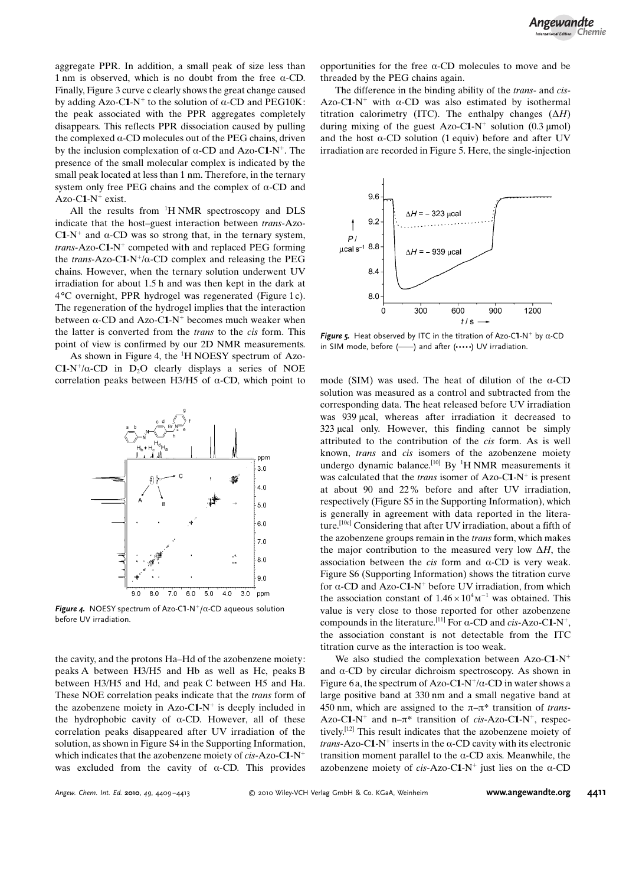aggregate PPR. In addition, a small peak of size less than 1 nm is observed, which is no doubt from the free α-CD. Finally, Figure 3 curve c clearly shows the great change caused by adding Azo-C1-$N^+$ to the solution of α-CD and PEG10K: the peak associated with the PPR aggregates completely disappears. This reflects PPR dissociation caused by pulling the complexed α-CD molecules out of the PEG chains, driven by the inclusion complexation of α-CD and Azo-C1-$N^+$. The presence of the small molecular complex is indicated by the small peak located at less than 1 nm. Therefore, in the ternary system only free PEG chains and the complex of α-CD and Azo-C1-$N^+$ exist.

All the results from $^1$H NMR spectroscopy and DLS indicate that the host–guest interaction between *trans*-Azo-C1-$N^+$ and α-CD was so strong that, in the ternary system, *trans*-Azo-C1-$N^+$ competed with and replaced PEG forming the *trans*-Azo-C1-$N^+$/α-CD complex and releasing the PEG chains. However, when the ternary solution underwent UV irradiation for about 1.5 h and was then kept in the dark at 4 °C overnight, PPR hydrogel was regenerated (Figure 1 c). The regeneration of the hydrogel implies that the interaction between α-CD and Azo-C1-$N^+$ becomes much weaker when the latter is converted from the *trans* to the *cis* form. This point of view is confirmed by our 2D NMR measurements.

As shown in Figure 4, the $^1$H NOESY spectrum of Azo-C1-$N^+$/α-CD in $D_2O$ clearly displays a series of NOE correlation peaks between H3/H5 of α-CD, which point to the cavity, and the protons Ha–Hd of the azobenzene moiety: peaks A between H3/H5 and Hb as well as Hc, peaks B between H3/H5 and Hd, and peak C between H5 and Ha. These NOE correlation peaks indicate that the *trans* form of the azobenzene moiety in Azo-C1-$N^+$ is deeply included in the hydrophobic cavity of α-CD. However, all of these correlation peaks disappeared after UV irradiation of the solution, as shown in Figure S4 in the Supporting Information, which indicates that the azobenzene moiety of *cis*-Azo-C1-$N^+$ was excluded from the cavity of α-CD. This provides opportunities for the free α-CD molecules to move and be threaded by the PEG chains again.

**Figure 4.** NOESY spectrum of Azo-C1-$N^+$/α-CD aqueous solution before UV irradiation.

The difference in the binding ability of the *trans*- and *cis*-Azo-C1-$N^+$ with α-CD was also estimated by isothermal titration calorimetry (ITC). The enthalpy changes (Δ*H*) during mixing of the guest Azo-C1-$N^+$ solution (0.3 μmol) and the host α-CD solution (1 equiv) before and after UV irradiation are recorded in Figure 5. Here, the single-injection mode (SIM) was used. The heat of dilution of the α-CD solution was measured as a control and subtracted from the corresponding data. The heat released before UV irradiation was 939 μcal, whereas after irradiation it decreased to 323 μcal only. However, this finding cannot be simply attributed to the contribution of the *cis* form. As is well known, *trans* and *cis* isomers of the azobenzene moiety undergo dynamic balance.[10] By $^1$H NMR measurements it was calculated that the *trans* isomer of Azo-C1-$N^+$ is present at about 90 and 22 % before and after UV irradiation, respectively (Figure S5 in the Supporting Information), which is generally in agreement with data reported in the literature.[10c] Considering that after UV irradiation, about a fifth of the azobenzene groups remain in the *trans* form, which makes the major contribution to the measured very low Δ*H*, the association between the *cis* form and α-CD is very weak. Figure S6 (Supporting Information) shows the titration curve for α-CD and Azo-C1-$N^+$ before UV irradiation, from which the association constant of $1.46 \times 10^4\,\text{M}^{-1}$ was obtained. This value is very close to those reported for other azobenzene compounds in the literature.[11] For α-CD and *cis*-Azo-C1-$N^+$, the association constant is not detectable from the ITC titration curve as the interaction is too weak.

**Figure 5.** Heat observed by ITC in the titration of Azo-C1-$N^+$ by α-CD in SIM mode, before (——) and after (•••••) UV irradiation.

We also studied the complexation between Azo-C1-$N^+$ and α-CD by circular dichroism spectroscopy. As shown in Figure 6 a, the spectrum of Azo-C1-$N^+$/α-CD in water shows a large positive band at 330 nm and a small negative band at 450 nm, which are assigned to the π–π* transition of *trans*-Azo-C1-$N^+$ and n–π* transition of *cis*-Azo-C1-$N^+$, respectively.[12] This result indicates that the azobenzene moiety of *trans*-Azo-C1-$N^+$ inserts in the α-CD cavity with its electronic transition moment parallel to the α-CD axis. Meanwhile, the azobenzene moiety of *cis*-Azo-C1-$N^+$ just lies on the α-CD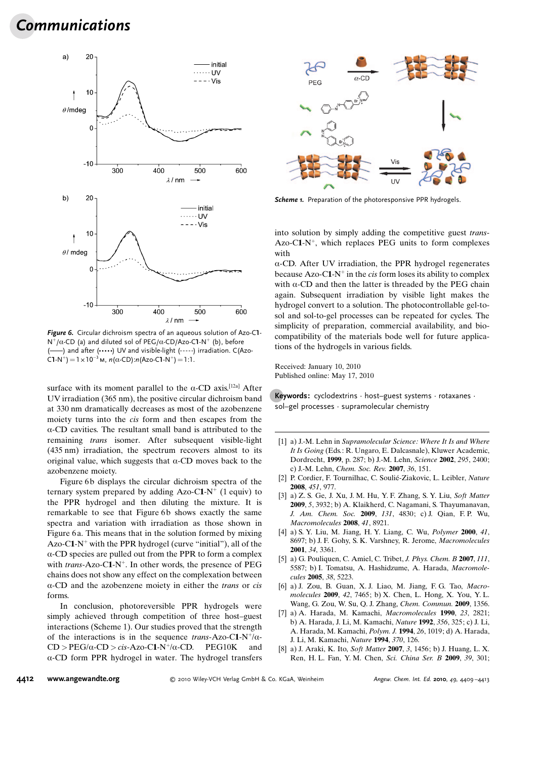**Figure 6.** Circular dichroism spectra of an aqueous solution of Azo-C1-$N^+$/α-CD (a) and diluted sol of PEG/α-CD/Azo-C1-$N^+$ (b), before (——) and after (•••••) UV and visible-light (-----) irradiation. C(Azo-C1-$N^+$) = $1\times10^{-3}$ M, $n$(α-CD):$n$(Azo-C1-$N^+$) = 1:1.

surface with its moment parallel to the α-CD axis.[12a] After UV irradiation (365 nm), the positive circular dichroism band at 330 nm dramatically decreases as most of the azobenzene moiety turns into the *cis* form and then escapes from the α-CD cavities. The resultant small band is attributed to the remaining *trans* isomer. After subsequent visible-light (435 nm) irradiation, the spectrum recovers almost to its original value, which suggests that α-CD moves back to the azobenzene moiety.

Figure 6b displays the circular dichroism spectra of the ternary system prepared by adding Azo-C1-$N^+$ (1 equiv) to the PPR hydrogel and then diluting the mixture. It is remarkable to see that Figure 6b shows exactly the same spectra and variation with irradiation as those shown in Figure 6a. This means that in the solution formed by mixing Azo-C1-$N^+$ with the PPR hydrogel (curve "initial"), all of the α-CD species are pulled out from the PPR to form a complex with *trans*-Azo-C1-$N^+$. In other words, the presence of PEG chains does not show any effect on the complexation between α-CD and the azobenzene moiety in either the *trans* or *cis* forms.

In conclusion, photoreversible PPR hydrogels were simply achieved through competition of three host–guest interactions (Scheme 1). Our studies proved that the strength of the interactions is in the sequence *trans*-Azo-C1-$N^+$/α-CD > PEG/α-CD > *cis*-Azo-C1-$N^+$/α-CD. PEG10K and α-CD form PPR hydrogel in water. The hydrogel transfers into solution by simply adding the competitive guest *trans*-Azo-C1-$N^+$, which replaces PEG units to form complexes with α-CD. After UV irradiation, the PPR hydrogel regenerates because Azo-C1-$N^+$ in the *cis* form loses its ability to complex with α-CD and then the latter is threaded by the PEG chain again. Subsequent irradiation by visible light makes the hydrogel convert to a solution. The photocontrollable gel-to-sol and sol-to-gel processes can be repeated for cycles. The simplicity of preparation, commercial availability, and biocompatibility of the materials bode well for future applications of the hydrogels in various fields.

**Scheme 1.** Preparation of the photoresponsive PPR hydrogels.

Received: January 10, 2010
Published online: May 17, 2010

**Keywords:** cyclodextrins · host–guest systems · rotaxanes · sol–gel processes · supramolecular chemistry

[1] a) J.-M. Lehn in *Supramolecular Science: Where It Is and Where It Is Going* (Eds.: R. Ungaro, E. Dalcasnale), Kluwer Academic, Dordrecht, **1999**, p. 287; b) J.-M. Lehn, *Science* **2002**, *295*, 2400; c) J.-M. Lehn, *Chem. Soc. Rev.* **2007**, *36*, 151.

[2] P. Cordier, F. Tournilhac, C. Soulié-Ziakovic, L. Leibler, *Nature* **2008**, *451*, 977.

[3] a) Z. S. Ge, J. Xu, J. M. Hu, Y. F. Zhang, S. Y. Liu, *Soft Matter* **2009**, *5*, 3932; b) A. Klaikherd, C. Nagamani, S. Thayumanavan, *J. Am. Chem. Soc.* **2009**, *131*, 4830; c) J. Qian, F. P. Wu, *Macromolecules* **2008**, *41*, 8921.

[4] a) S. Y. Liu, M. Jiang, H. Y. Liang, C. Wu, *Polymer* **2000**, *41*, 8697; b) J. F. Gohy, S. K. Varshney, R. Jerome, *Macromolecules* **2001**, *34*, 3361.

[5] a) G. Pouliquen, C. Amiel, C. Tribet, *J. Phys. Chem. B* **2007**, *111*, 5587; b) I. Tomatsu, A. Hashidzume, A. Harada, *Macromolecules* **2005**, *38*, 5223.

[6] a) J. Zou, B. Guan, X. J. Liao, M. Jiang, F. G. Tao, *Macromolecules* **2009**, *42*, 7465; b) X. Chen, L. Hong, X. You, Y. L. Wang, G. Zou, W. Su, Q. J. Zhang, *Chem. Commun.* **2009**, 1356.

[7] a) A. Harada, M. Kamachi, *Macromolecules* **1990**, *23*, 2821; b) A. Harada, J. Li, M. Kamachi, *Nature* **1992**, *356*, 325; c) J. Li, A. Harada, M. Kamachi, *Polym. J.* **1994**, *26*, 1019; d) A. Harada, J. Li, M. Kamachi, *Nature* **1994**, *370*, 126.

[8] a) J. Araki, K. Ito, *Soft Matter* **2007**, *3*, 1456; b) J. Huang, L. X. Ren, H. L. Fan, Y. M. Chen, *Sci. China Ser. B* **2009**, *39*, 301;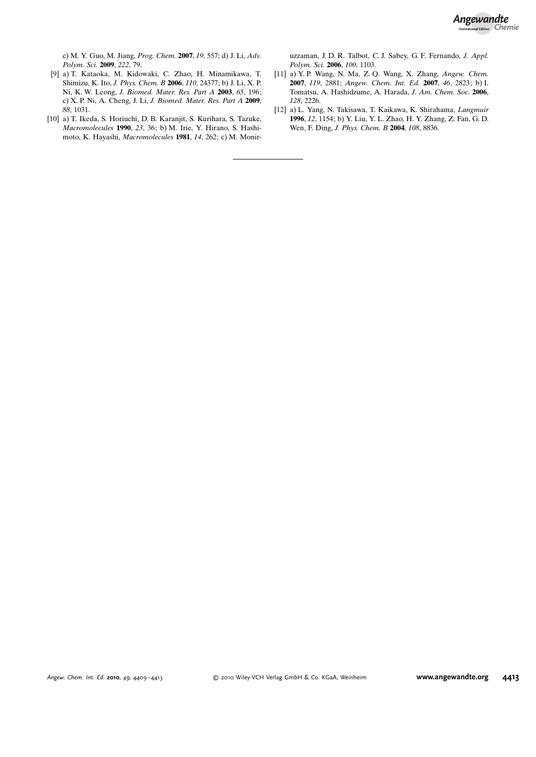c) M. Y. Guo, M. Jiang, *Prog. Chem.* **2007**, *19*, 557; d) J. Li, *Adv. Polym. Sci.* **2009**, *222*, 79.

[9] a) T. Kataoka, M. Kidowaki, C. Zhao, H. Minamikawa, T. Shimizu, K. Ito, *J. Phys. Chem. B* **2006**, *110*, 24377; b) J. Li, X. P. Ni, K. W. Leong, *J. Biomed. Mater. Res. Part A* **2003**, *65*, 196; c) X. P. Ni, A. Cheng, J. Li, *J. Biomed. Mater. Res. Part A* **2009**, *88*, 1031.

[10] a) T. Ikeda, S. Horiuchi, D. B. Karanjit, S. Kurihara, S. Tazuke, *Macromolecules* **1990**, *23*, 36; b) M. Irie, Y. Hirano, S. Hashimoto, K. Hayashi, *Macromolecules* **1981**, *14*, 262; c) M. Moniruzzaman, J. D. R. Talbot, C. J. Sabey, G. F. Fernando, *J. Appl. Polym. Sci.* **2006**, *100*, 1103.

[11] a) Y. P. Wang, N. Ma, Z. Q. Wang, X. Zhang, *Angew. Chem.* **2007**, *119*, 2881; *Angew. Chem. Int. Ed.* **2007**, *46*, 2823; b) I. Tomatsu, A. Hashidzume, A. Harada, *J. Am. Chem. Soc.* **2006**, *128*, 2226.

[12] a) L. Yang, N. Takisawa, T. Kaikawa, K. Shirahama, *Langmuir* **1996**, *12*, 1154; b) Y. Liu, Y. L. Zhao, H. Y. Zhang, Z. Fan, G. D. Wen, F. Ding, *J. Phys. Chem. B* **2004**, *108*, 8836.